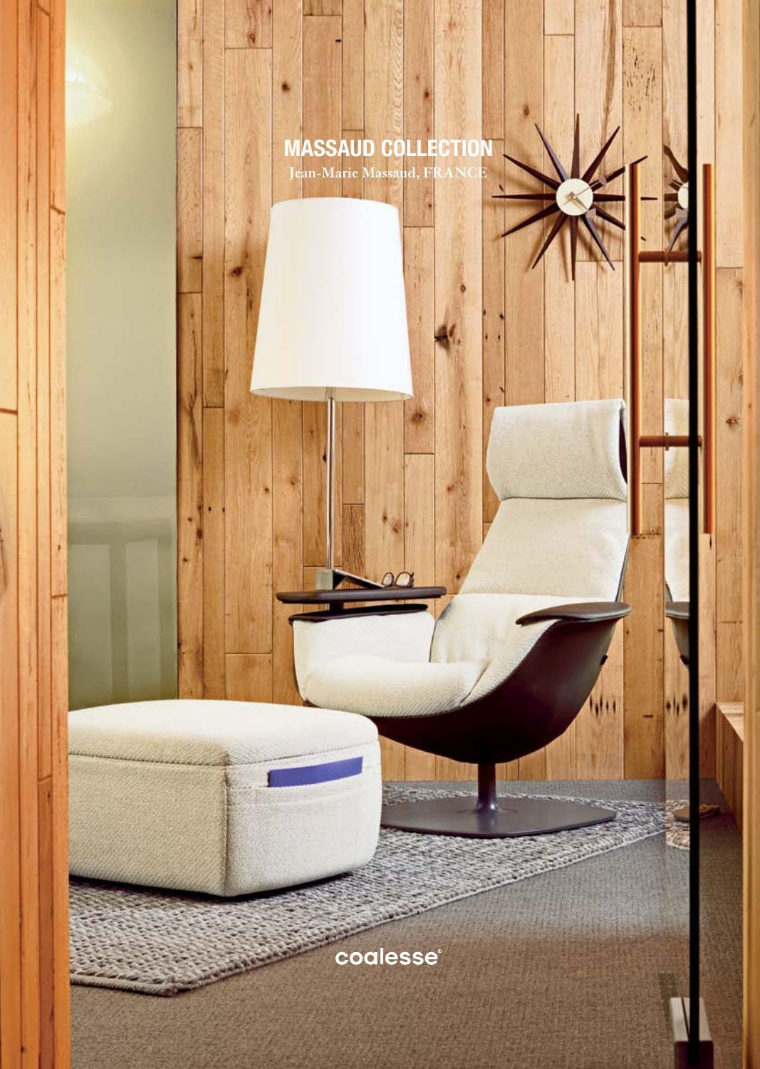# MASSAUD COLLECTION

Jean-Marie Massaud, FRANCE

coalesse®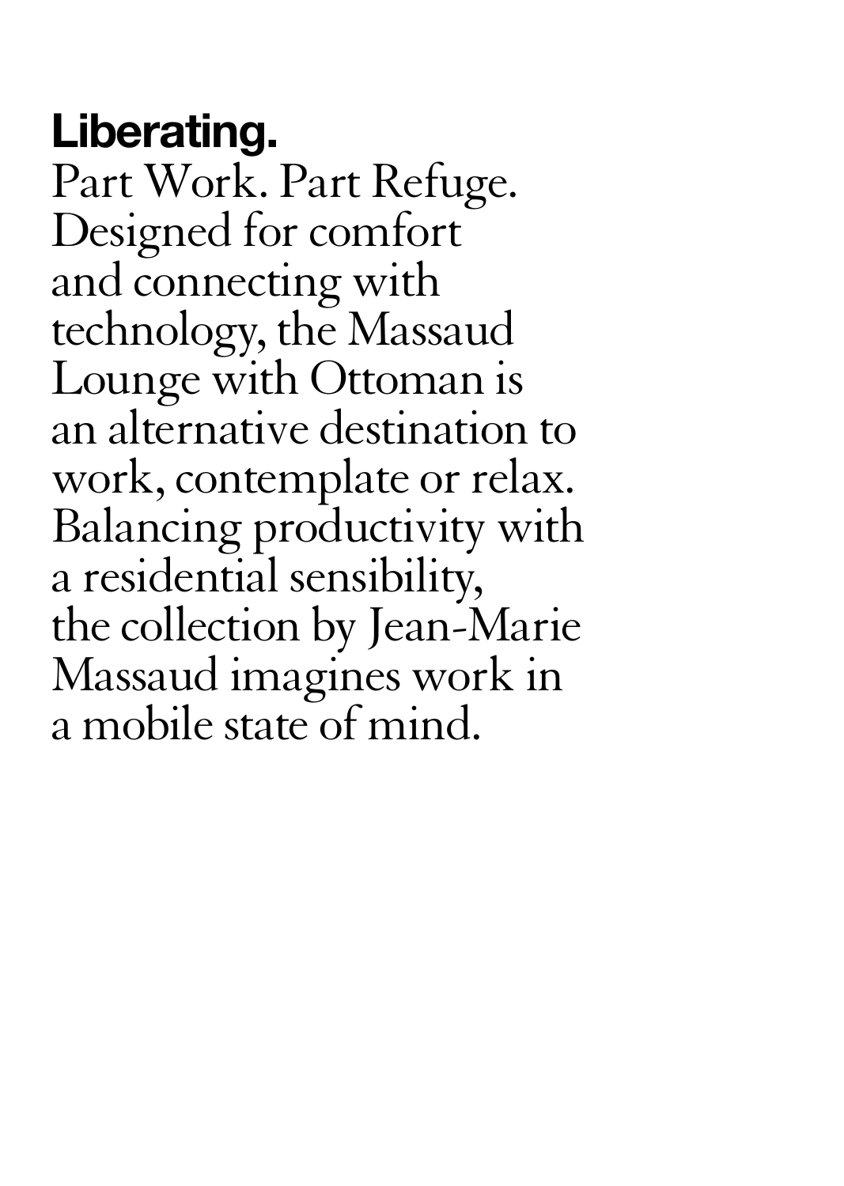**Liberating.**

Part Work. Part Refuge. Designed for comfort and connecting with technology, the Massaud Lounge with Ottoman is an alternative destination to work, contemplate or relax. Balancing productivity with a residential sensibility, the collection by Jean-Marie Massaud imagines work in a mobile state of mind.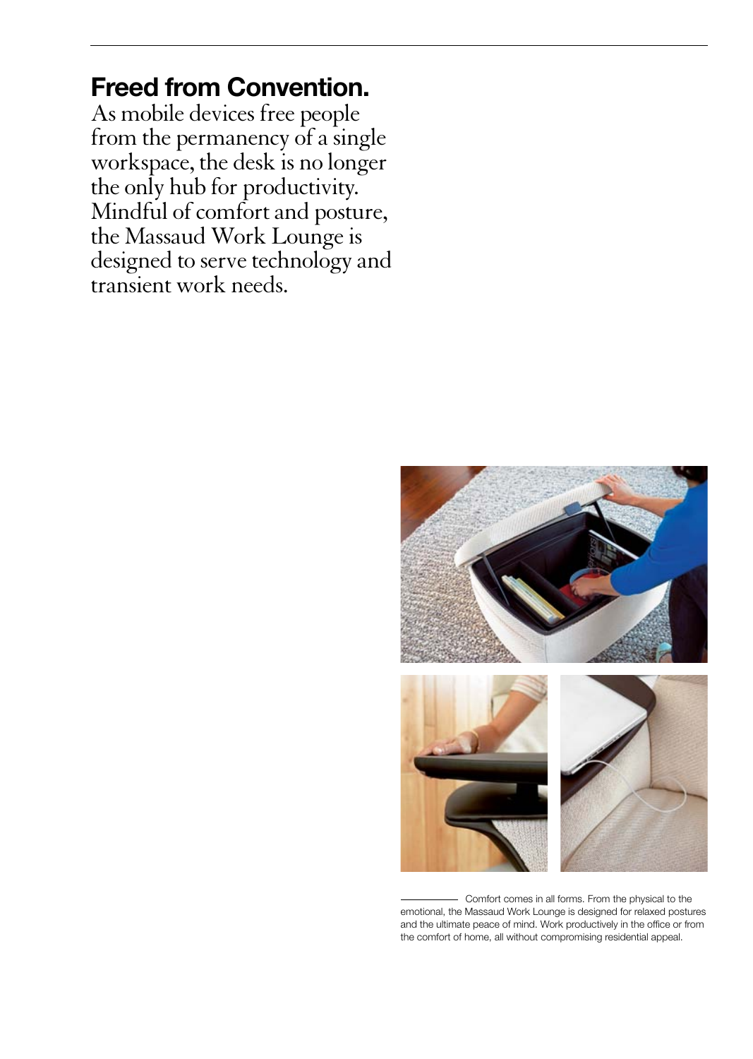## Freed from Convention.

As mobile devices free people from the permanency of a single workspace, the desk is no longer the only hub for productivity. Mindful of comfort and posture, the Massaud Work Lounge is designed to serve technology and transient work needs.

Comfort comes in all forms. From the physical to the emotional, the Massaud Work Lounge is designed for relaxed postures and the ultimate peace of mind. Work productively in the office or from the comfort of home, all without compromising residential appeal.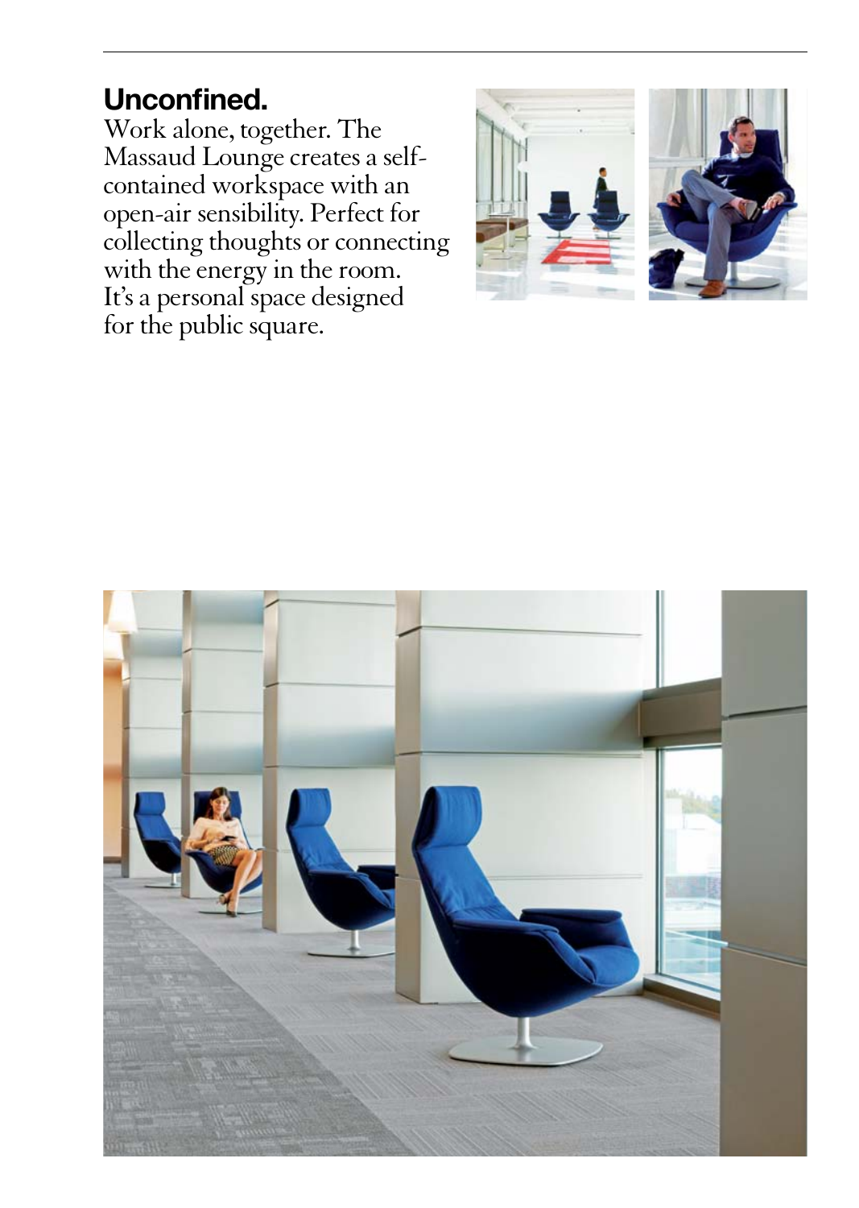## Unconfined.

Work alone, together. The Massaud Lounge creates a self-contained workspace with an open-air sensibility. Perfect for collecting thoughts or connecting with the energy in the room. It's a personal space designed for the public square.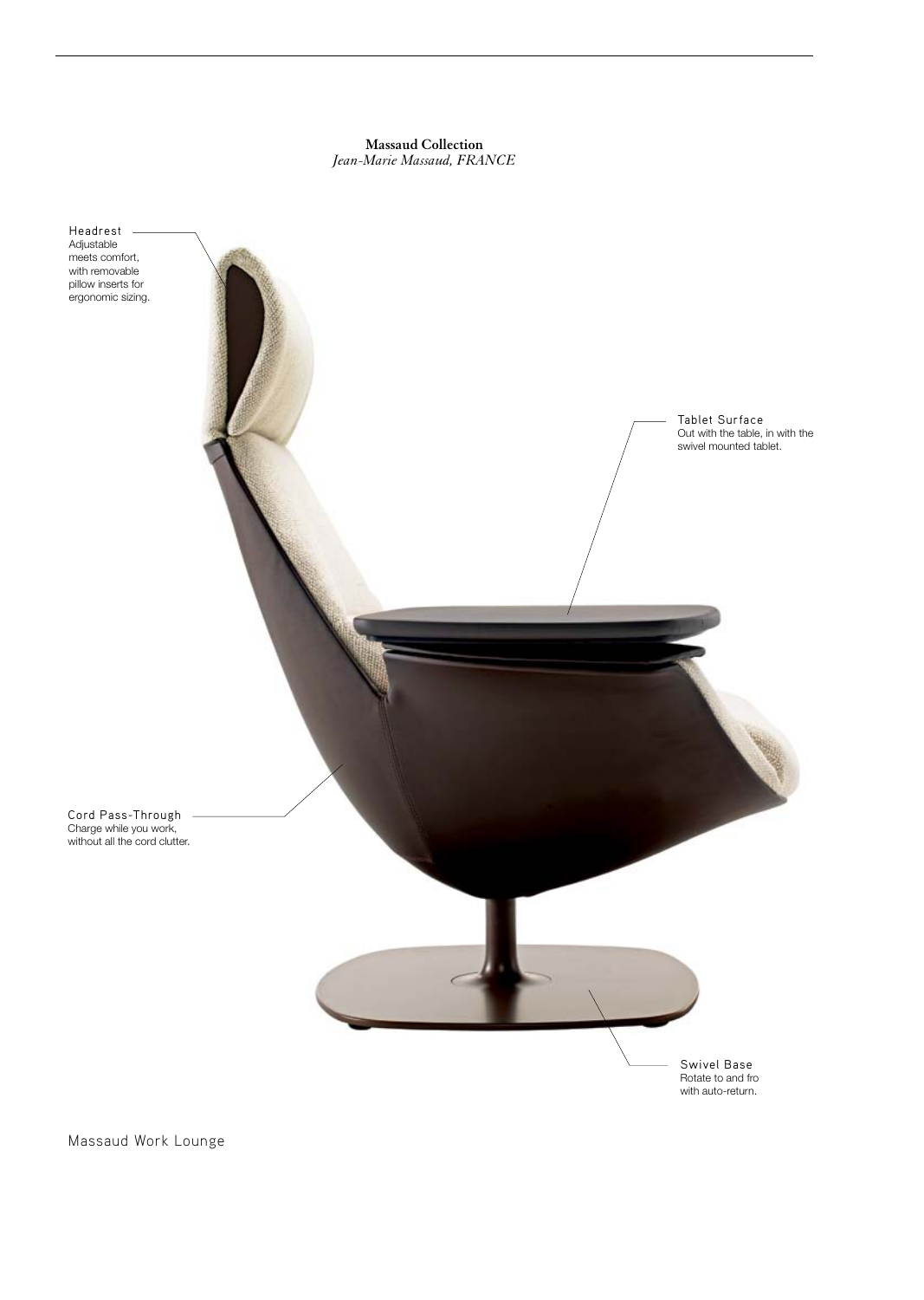**Massaud Collection**
*Jean-Marie Massaud, FRANCE*

Headrest
Adjustable meets comfort, with removable pillow inserts for ergonomic sizing.

Tablet Surface
Out with the table, in with the swivel mounted tablet.

Cord Pass-Through
Charge while you work, without all the cord clutter.

Swivel Base
Rotate to and fro with auto-return.

Massaud Work Lounge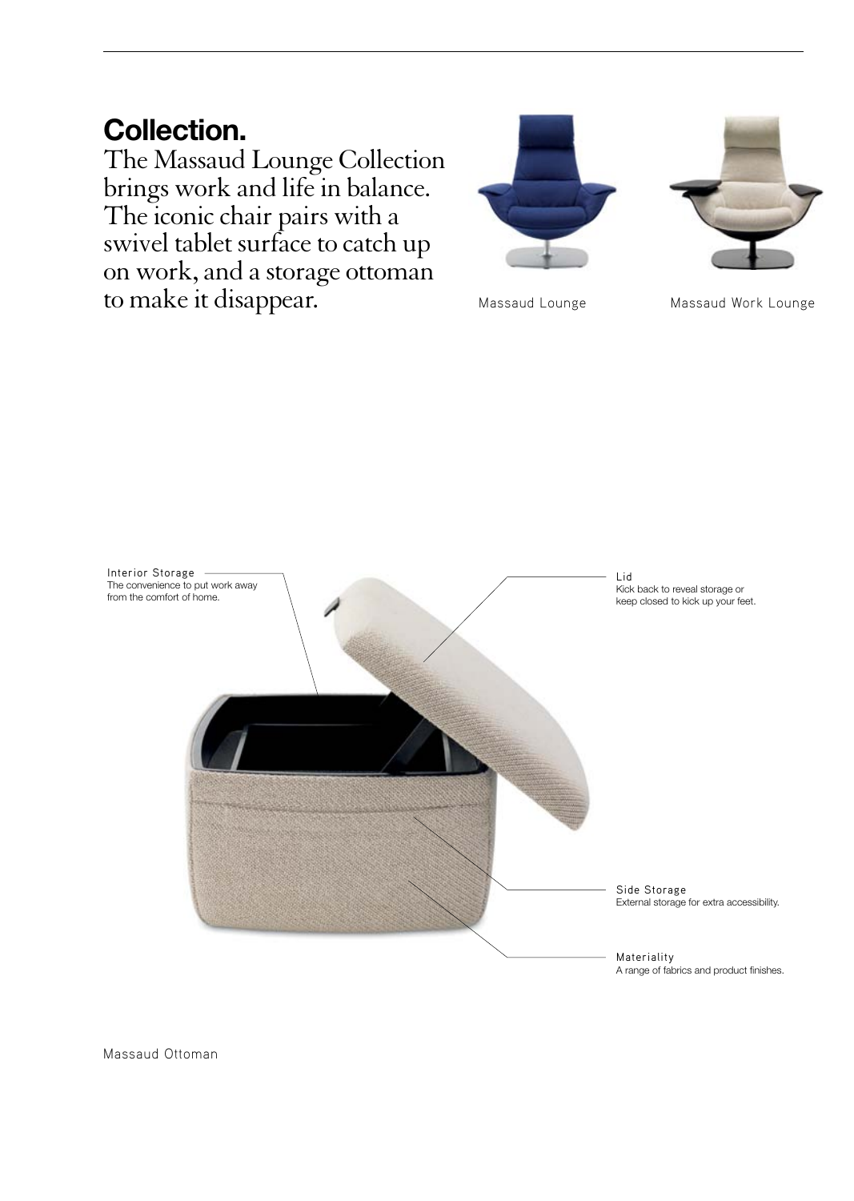## Collection.

The Massaud Lounge Collection brings work and life in balance. The iconic chair pairs with a swivel tablet surface to catch up on work, and a storage ottoman to make it disappear.

Massaud Lounge

Massaud Work Lounge

**Interior Storage**
The convenience to put work away from the comfort of home.

**Lid**
Kick back to reveal storage or keep closed to kick up your feet.

**Side Storage**
External storage for extra accessibility.

**Materiality**
A range of fabrics and product finishes.

Massaud Ottoman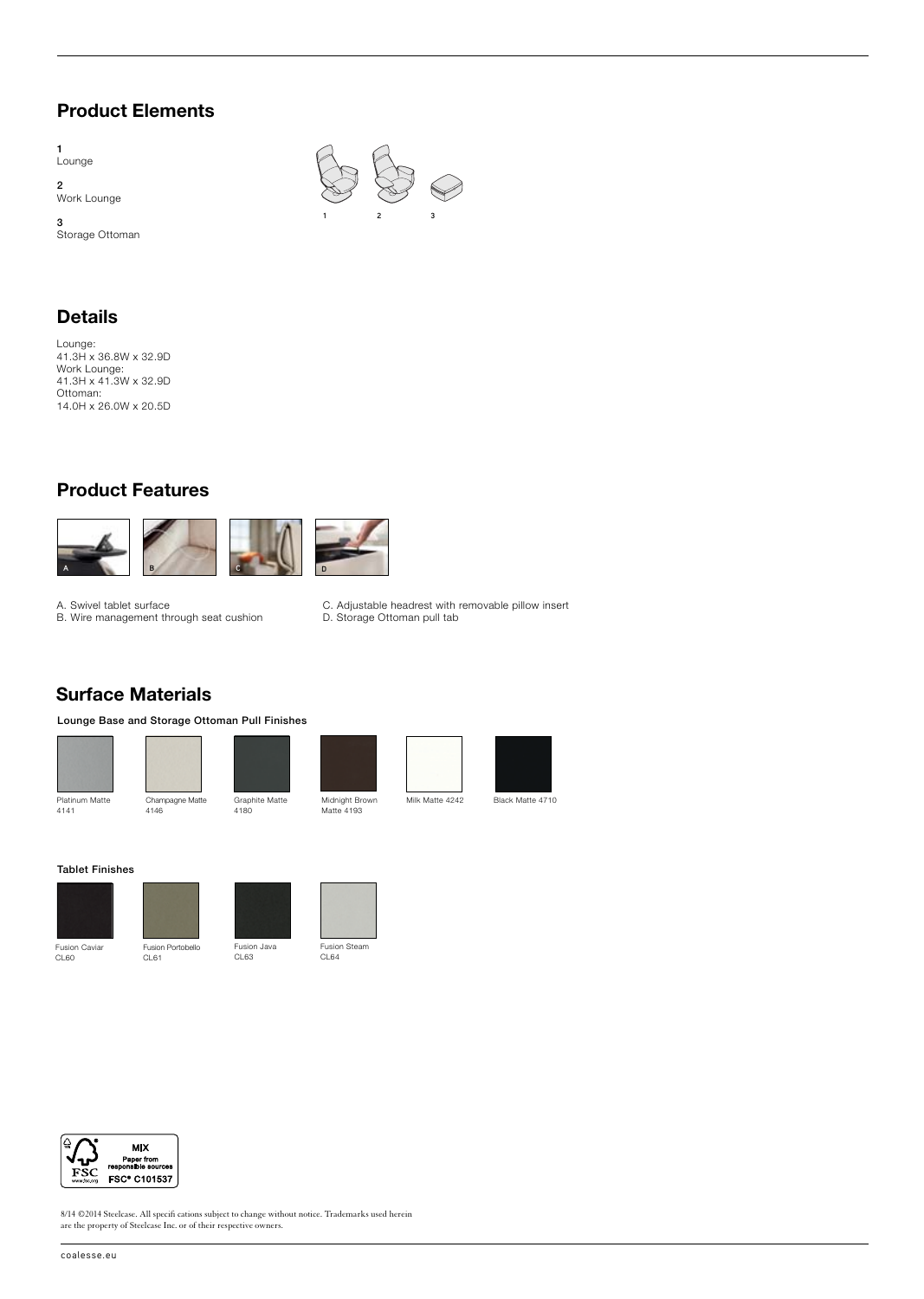## Product Elements

1
Lounge

2
Work Lounge

3
Storage Ottoman

1 2 3

## Details

Lounge:
41.3H x 36.8W x 32.9D
Work Lounge:
41.3H x 41.3W x 32.9D
Ottoman:
14.0H x 26.0W x 20.5D

## Product Features

A B C D

A. Swivel tablet surface
B. Wire management through seat cushion
C. Adjustable headrest with removable pillow insert
D. Storage Ottoman pull tab

## Surface Materials

### Lounge Base and Storage Ottoman Pull Finishes

Platinum Matte 4141
Champagne Matte 4146
Graphite Matte 4180
Midnight Brown Matte 4193
Milk Matte 4242
Black Matte 4710

### Tablet Finishes

Fusion Caviar CL60
Fusion Portobello CL61
Fusion Java CL63
Fusion Steam CL64

MIX
Paper from responsible sources
FSC® C101537

8/14 ©2014 Steelcase. All specifi cations subject to change without notice. Trademarks used herein are the property of Steelcase Inc. or of their respective owners.

coalesse.eu